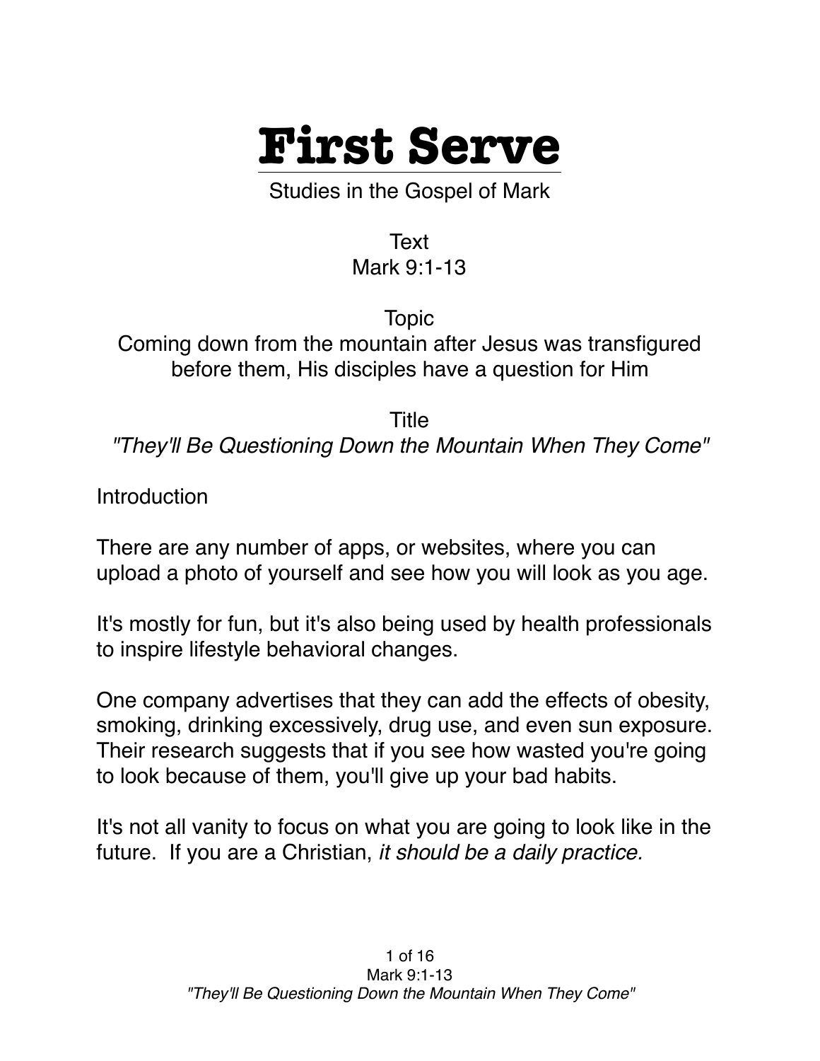# First Serve

Studies in the Gospel of Mark

Text
Mark 9:1-13

Topic
Coming down from the mountain after Jesus was transfigured before them, His disciples have a question for Him

Title
*"They'll Be Questioning Down the Mountain When They Come"*

Introduction

There are any number of apps, or websites, where you can upload a photo of yourself and see how you will look as you age.

It's mostly for fun, but it's also being used by health professionals to inspire lifestyle behavioral changes.

One company advertises that they can add the effects of obesity, smoking, drinking excessively, drug use, and even sun exposure. Their research suggests that if you see how wasted you're going to look because of them, you'll give up your bad habits.

It's not all vanity to focus on what you are going to look like in the future. If you are a Christian, *it should be a daily practice.*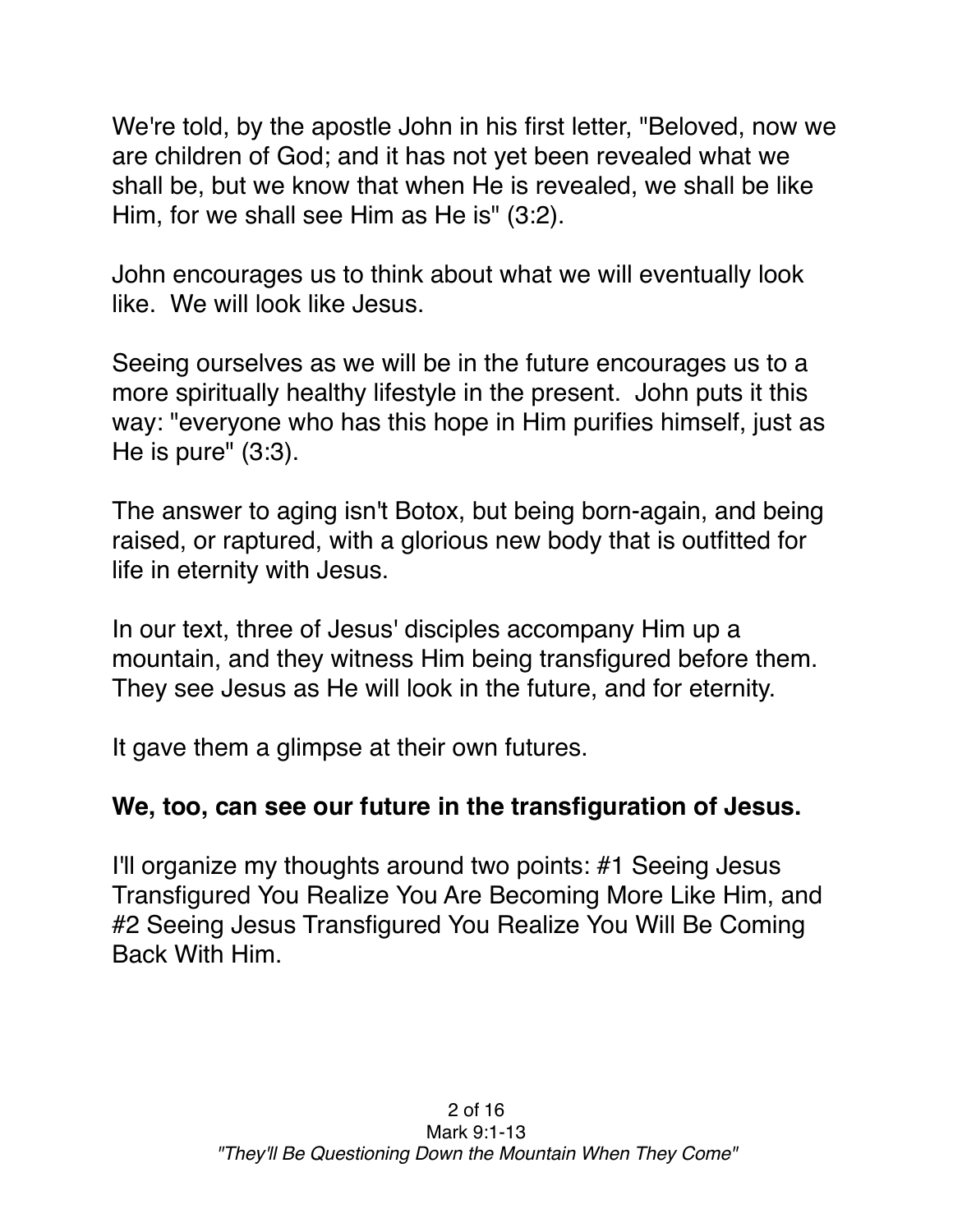We're told, by the apostle John in his first letter, "Beloved, now we are children of God; and it has not yet been revealed what we shall be, but we know that when He is revealed, we shall be like Him, for we shall see Him as He is" (3:2).

John encourages us to think about what we will eventually look like. We will look like Jesus.

Seeing ourselves as we will be in the future encourages us to a more spiritually healthy lifestyle in the present. John puts it this way: "everyone who has this hope in Him purifies himself, just as He is pure" (3:3).

The answer to aging isn't Botox, but being born-again, and being raised, or raptured, with a glorious new body that is outfitted for life in eternity with Jesus.

In our text, three of Jesus' disciples accompany Him up a mountain, and they witness Him being transfigured before them. They see Jesus as He will look in the future, and for eternity.

It gave them a glimpse at their own futures.

**We, too, can see our future in the transfiguration of Jesus.**

I'll organize my thoughts around two points: #1 Seeing Jesus Transfigured You Realize You Are Becoming More Like Him, and #2 Seeing Jesus Transfigured You Realize You Will Be Coming Back With Him.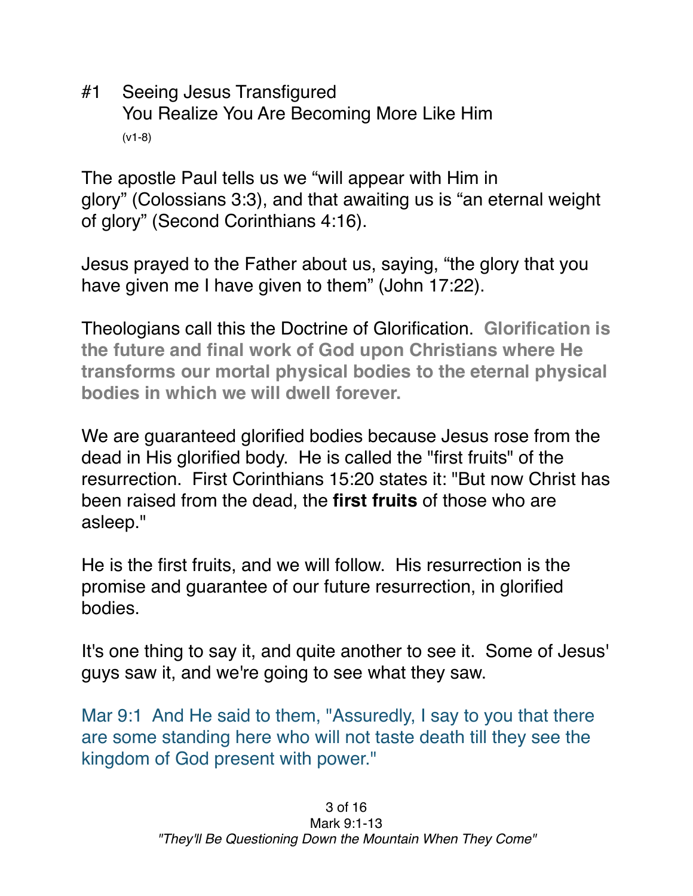## #1 Seeing Jesus Transfigured You Realize You Are Becoming More Like Him

(v1-8)

The apostle Paul tells us we "will appear with Him in glory" (Colossians 3:3), and that awaiting us is "an eternal weight of glory" (Second Corinthians 4:16).

Jesus prayed to the Father about us, saying, "the glory that you have given me I have given to them" (John 17:22).

Theologians call this the Doctrine of Glorification. **Glorification is the future and final work of God upon Christians where He transforms our mortal physical bodies to the eternal physical bodies in which we will dwell forever.**

We are guaranteed glorified bodies because Jesus rose from the dead in His glorified body. He is called the "first fruits" of the resurrection. First Corinthians 15:20 states it: "But now Christ has been raised from the dead, the **first fruits** of those who are asleep."

He is the first fruits, and we will follow. His resurrection is the promise and guarantee of our future resurrection, in glorified bodies.

It's one thing to say it, and quite another to see it. Some of Jesus' guys saw it, and we're going to see what they saw.

Mar 9:1 And He said to them, "Assuredly, I say to you that there are some standing here who will not taste death till they see the kingdom of God present with power."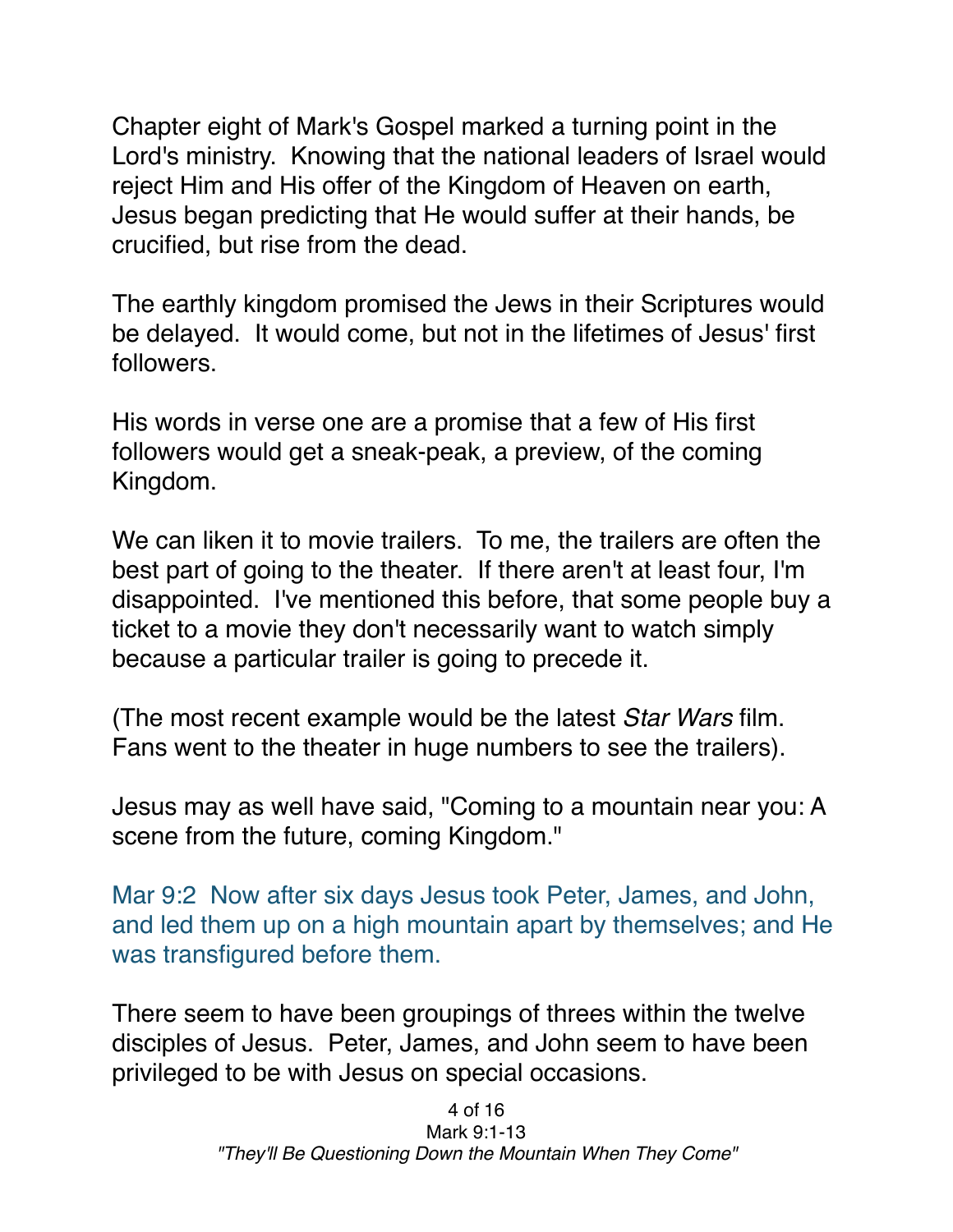Chapter eight of Mark's Gospel marked a turning point in the Lord's ministry. Knowing that the national leaders of Israel would reject Him and His offer of the Kingdom of Heaven on earth, Jesus began predicting that He would suffer at their hands, be crucified, but rise from the dead.

The earthly kingdom promised the Jews in their Scriptures would be delayed. It would come, but not in the lifetimes of Jesus' first followers.

His words in verse one are a promise that a few of His first followers would get a sneak-peak, a preview, of the coming Kingdom.

We can liken it to movie trailers. To me, the trailers are often the best part of going to the theater. If there aren't at least four, I'm disappointed. I've mentioned this before, that some people buy a ticket to a movie they don't necessarily want to watch simply because a particular trailer is going to precede it.

(The most recent example would be the latest *Star Wars* film. Fans went to the theater in huge numbers to see the trailers).

Jesus may as well have said, "Coming to a mountain near you: A scene from the future, coming Kingdom."

Mar 9:2 Now after six days Jesus took Peter, James, and John, and led them up on a high mountain apart by themselves; and He was transfigured before them.

There seem to have been groupings of threes within the twelve disciples of Jesus. Peter, James, and John seem to have been privileged to be with Jesus on special occasions.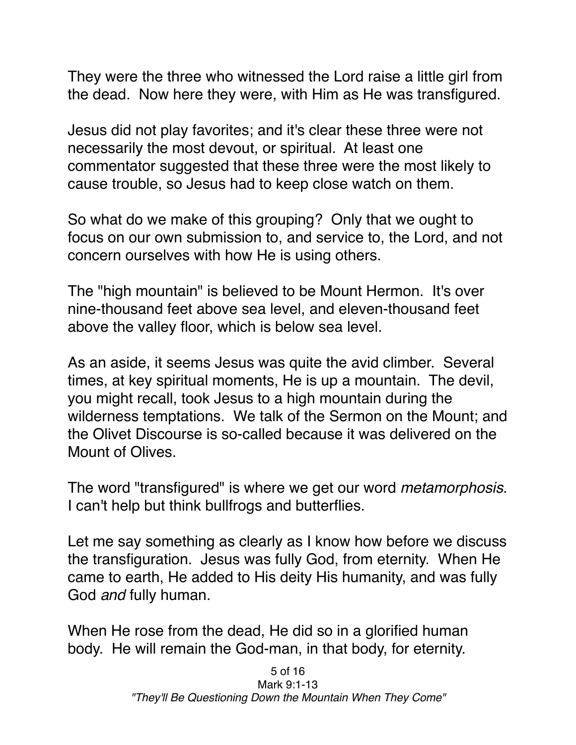They were the three who witnessed the Lord raise a little girl from the dead. Now here they were, with Him as He was transfigured.

Jesus did not play favorites; and it's clear these three were not necessarily the most devout, or spiritual. At least one commentator suggested that these three were the most likely to cause trouble, so Jesus had to keep close watch on them.

So what do we make of this grouping? Only that we ought to focus on our own submission to, and service to, the Lord, and not concern ourselves with how He is using others.

The "high mountain" is believed to be Mount Hermon. It's over nine-thousand feet above sea level, and eleven-thousand feet above the valley floor, which is below sea level.

As an aside, it seems Jesus was quite the avid climber. Several times, at key spiritual moments, He is up a mountain. The devil, you might recall, took Jesus to a high mountain during the wilderness temptations. We talk of the Sermon on the Mount; and the Olivet Discourse is so-called because it was delivered on the Mount of Olives.

The word "transfigured" is where we get our word *metamorphosis*. I can't help but think bullfrogs and butterflies.

Let me say something as clearly as I know how before we discuss the transfiguration. Jesus was fully God, from eternity. When He came to earth, He added to His deity His humanity, and was fully God *and* fully human.

When He rose from the dead, He did so in a glorified human body. He will remain the God-man, in that body, for eternity.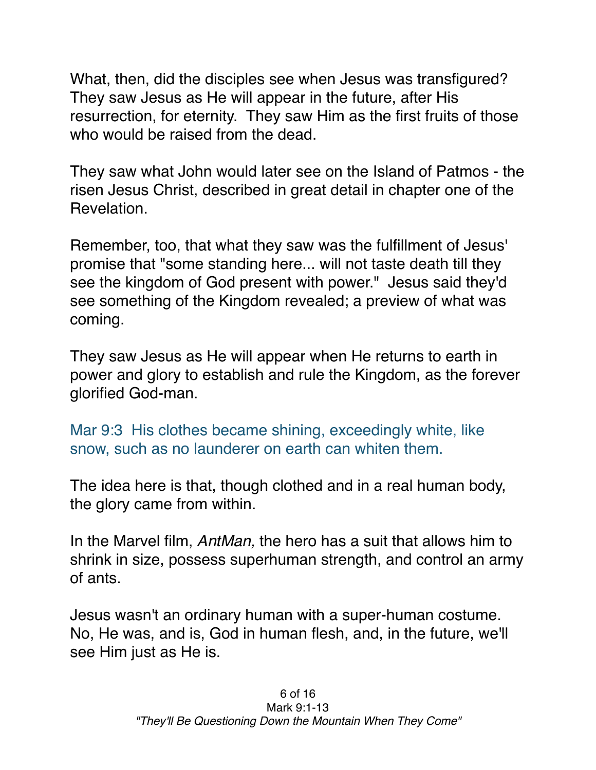What, then, did the disciples see when Jesus was transfigured? They saw Jesus as He will appear in the future, after His resurrection, for eternity. They saw Him as the first fruits of those who would be raised from the dead.

They saw what John would later see on the Island of Patmos - the risen Jesus Christ, described in great detail in chapter one of the Revelation.

Remember, too, that what they saw was the fulfillment of Jesus' promise that "some standing here... will not taste death till they see the kingdom of God present with power." Jesus said they'd see something of the Kingdom revealed; a preview of what was coming.

They saw Jesus as He will appear when He returns to earth in power and glory to establish and rule the Kingdom, as the forever glorified God-man.

Mar 9:3 His clothes became shining, exceedingly white, like snow, such as no launderer on earth can whiten them.

The idea here is that, though clothed and in a real human body, the glory came from within.

In the Marvel film, *AntMan,* the hero has a suit that allows him to shrink in size, possess superhuman strength, and control an army of ants.

Jesus wasn't an ordinary human with a super-human costume. No, He was, and is, God in human flesh, and, in the future, we'll see Him just as He is.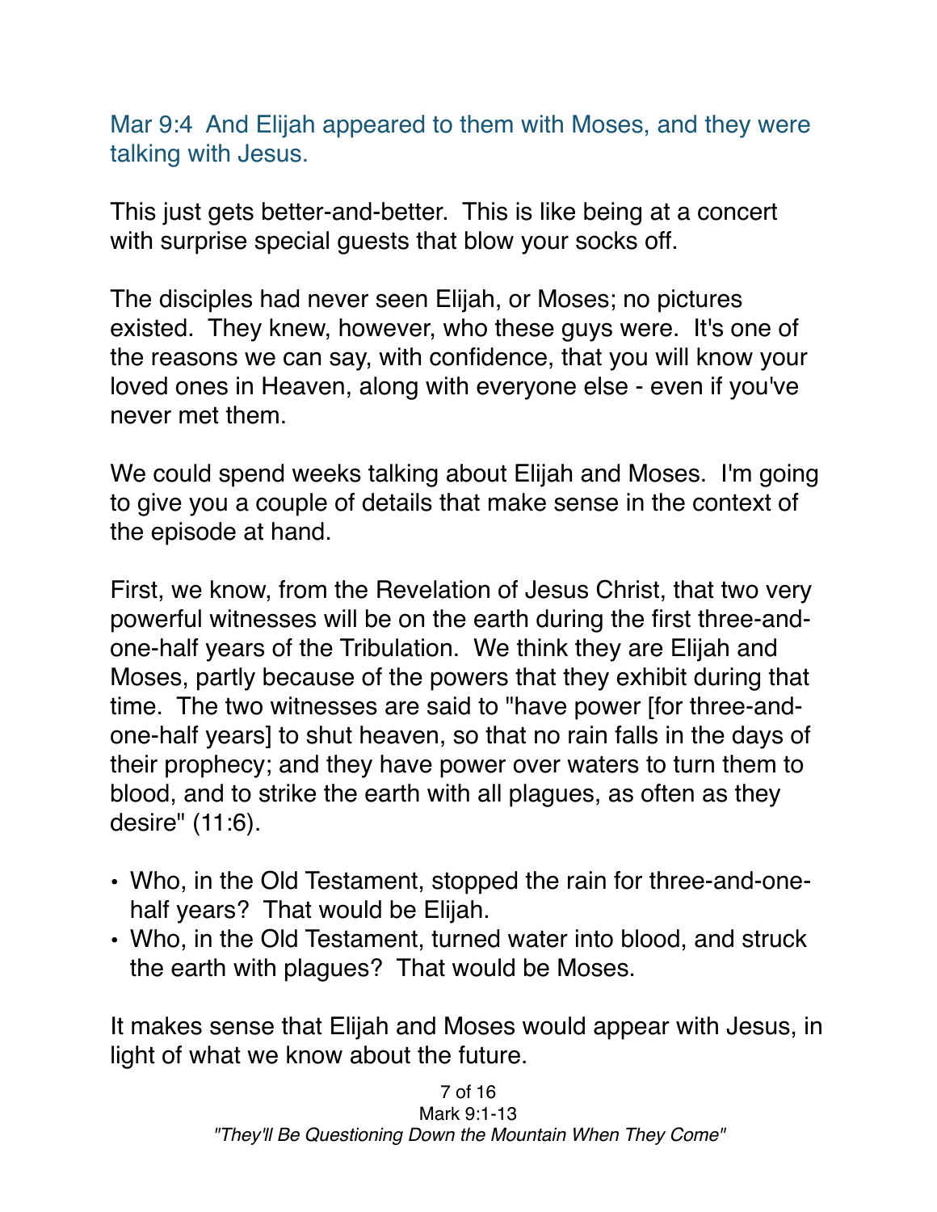Mar 9:4  And Elijah appeared to them with Moses, and they were talking with Jesus.

This just gets better-and-better.  This is like being at a concert with surprise special guests that blow your socks off.

The disciples had never seen Elijah, or Moses; no pictures existed.  They knew, however, who these guys were.  It's one of the reasons we can say, with confidence, that you will know your loved ones in Heaven, along with everyone else - even if you've never met them.

We could spend weeks talking about Elijah and Moses.  I'm going to give you a couple of details that make sense in the context of the episode at hand.

First, we know, from the Revelation of Jesus Christ, that two very powerful witnesses will be on the earth during the first three-and-one-half years of the Tribulation.  We think they are Elijah and Moses, partly because of the powers that they exhibit during that time.  The two witnesses are said to "have power [for three-and-one-half years] to shut heaven, so that no rain falls in the days of their prophecy; and they have power over waters to turn them to blood, and to strike the earth with all plagues, as often as they desire" (11:6).

- Who, in the Old Testament, stopped the rain for three-and-one-half years?  That would be Elijah.
- Who, in the Old Testament, turned water into blood, and struck the earth with plagues?  That would be Moses.

It makes sense that Elijah and Moses would appear with Jesus, in light of what we know about the future.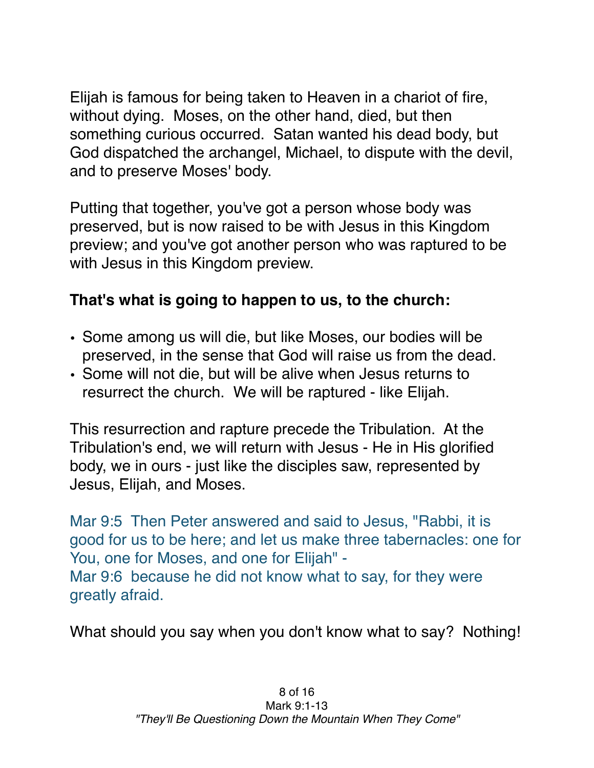Elijah is famous for being taken to Heaven in a chariot of fire, without dying.  Moses, on the other hand, died, but then something curious occurred.  Satan wanted his dead body, but God dispatched the archangel, Michael, to dispute with the devil, and to preserve Moses' body.

Putting that together, you've got a person whose body was preserved, but is now raised to be with Jesus in this Kingdom preview; and you've got another person who was raptured to be with Jesus in this Kingdom preview.

**That's what is going to happen to us, to the church:**

- Some among us will die, but like Moses, our bodies will be preserved, in the sense that God will raise us from the dead.
- Some will not die, but will be alive when Jesus returns to resurrect the church.  We will be raptured - like Elijah.

This resurrection and rapture precede the Tribulation.  At the Tribulation's end, we will return with Jesus - He in His glorified body, we in ours - just like the disciples saw, represented by Jesus, Elijah, and Moses.

Mar 9:5  Then Peter answered and said to Jesus, "Rabbi, it is good for us to be here; and let us make three tabernacles: one for You, one for Moses, and one for Elijah" -
Mar 9:6  because he did not know what to say, for they were greatly afraid.

What should you say when you don't know what to say?  Nothing!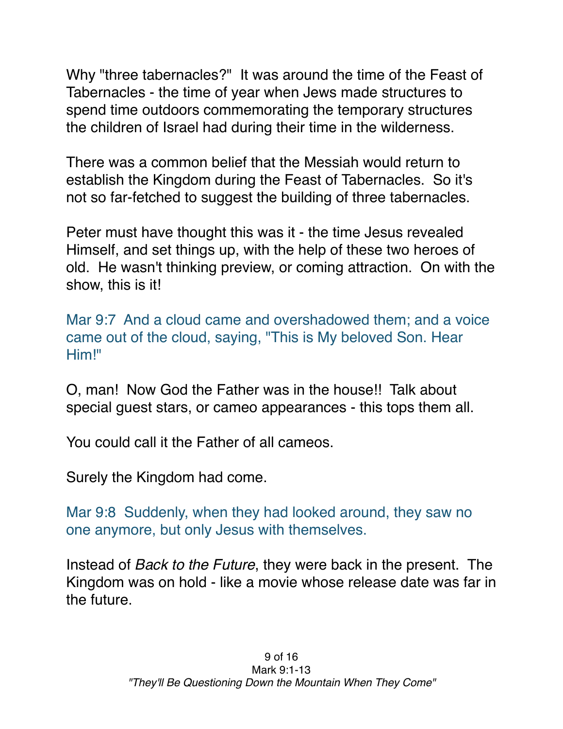Why "three tabernacles?"  It was around the time of the Feast of Tabernacles - the time of year when Jews made structures to spend time outdoors commemorating the temporary structures the children of Israel had during their time in the wilderness.

There was a common belief that the Messiah would return to establish the Kingdom during the Feast of Tabernacles.  So it's not so far-fetched to suggest the building of three tabernacles.

Peter must have thought this was it - the time Jesus revealed Himself, and set things up, with the help of these two heroes of old.  He wasn't thinking preview, or coming attraction.  On with the show, this is it!

Mar 9:7  And a cloud came and overshadowed them; and a voice came out of the cloud, saying, "This is My beloved Son. Hear Him!"

O, man!  Now God the Father was in the house!!  Talk about special guest stars, or cameo appearances - this tops them all.

You could call it the Father of all cameos.

Surely the Kingdom had come.

Mar 9:8  Suddenly, when they had looked around, they saw no one anymore, but only Jesus with themselves.

Instead of *Back to the Future*, they were back in the present.  The Kingdom was on hold - like a movie whose release date was far in the future.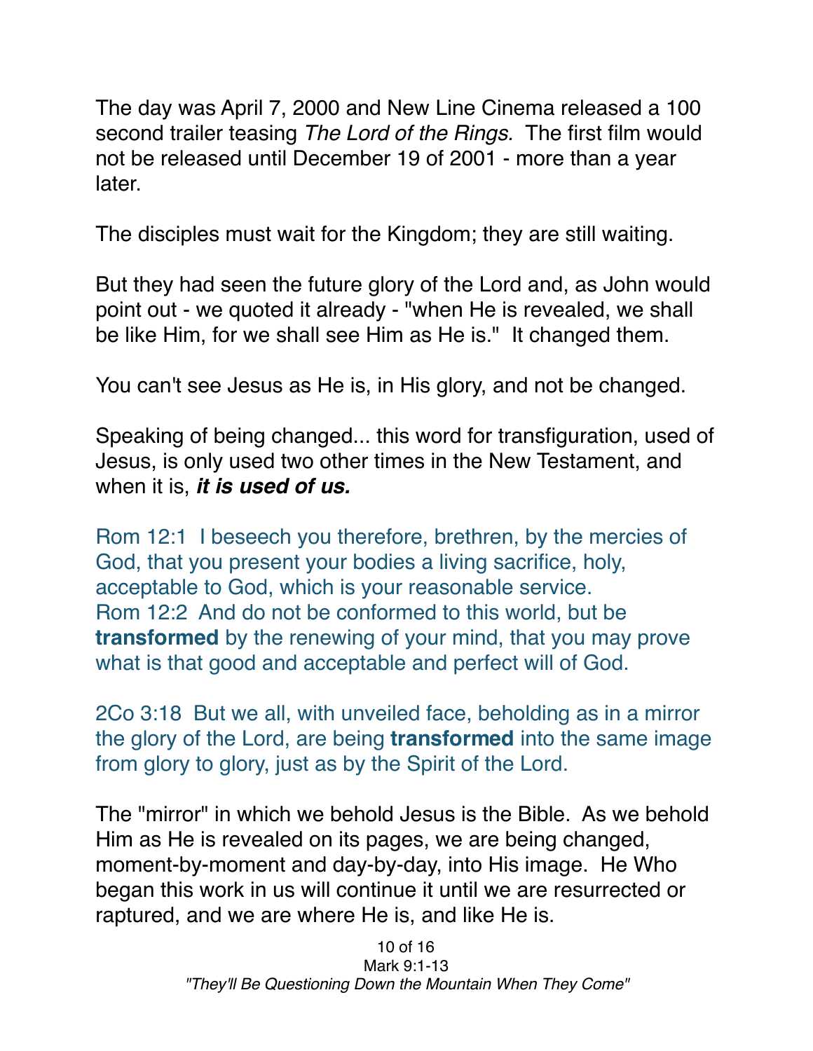The day was April 7, 2000 and New Line Cinema released a 100 second trailer teasing *The Lord of the Rings.* The first film would not be released until December 19 of 2001 - more than a year later.

The disciples must wait for the Kingdom; they are still waiting.

But they had seen the future glory of the Lord and, as John would point out - we quoted it already - "when He is revealed, we shall be like Him, for we shall see Him as He is." It changed them.

You can't see Jesus as He is, in His glory, and not be changed.

Speaking of being changed... this word for transfiguration, used of Jesus, is only used two other times in the New Testament, and when it is, ***it is used of us.***

Rom 12:1 I beseech you therefore, brethren, by the mercies of God, that you present your bodies a living sacrifice, holy, acceptable to God, which is your reasonable service.
Rom 12:2 And do not be conformed to this world, but be **transformed** by the renewing of your mind, that you may prove what is that good and acceptable and perfect will of God.

2Co 3:18 But we all, with unveiled face, beholding as in a mirror the glory of the Lord, are being **transformed** into the same image from glory to glory, just as by the Spirit of the Lord.

The "mirror" in which we behold Jesus is the Bible. As we behold Him as He is revealed on its pages, we are being changed, moment-by-moment and day-by-day, into His image. He Who began this work in us will continue it until we are resurrected or raptured, and we are where He is, and like He is.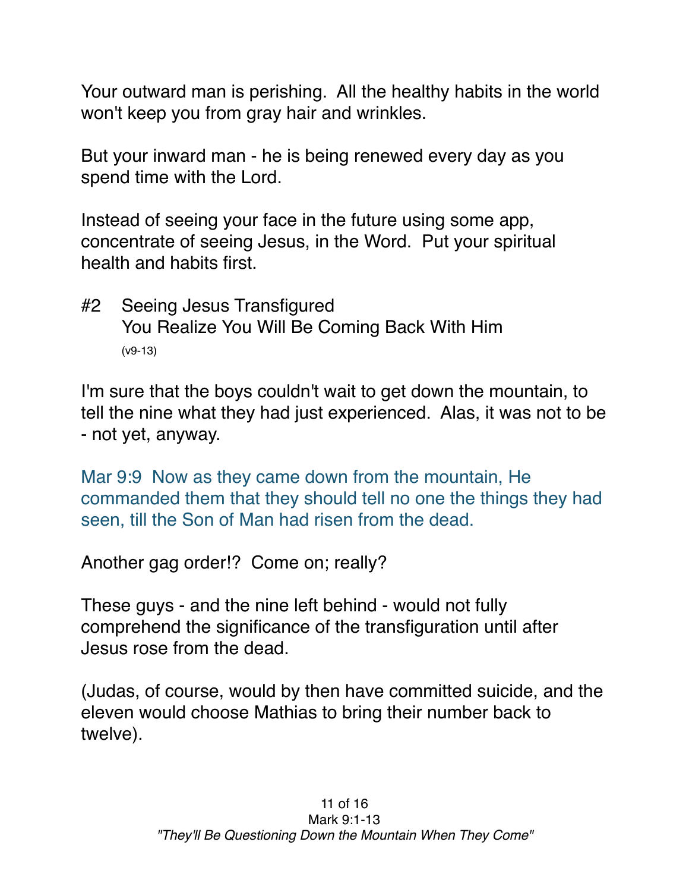Your outward man is perishing. All the healthy habits in the world won't keep you from gray hair and wrinkles.

But your inward man - he is being renewed every day as you spend time with the Lord.

Instead of seeing your face in the future using some app, concentrate of seeing Jesus, in the Word. Put your spiritual health and habits first.

#2 Seeing Jesus Transfigured
You Realize You Will Be Coming Back With Him
(v9-13)

I'm sure that the boys couldn't wait to get down the mountain, to tell the nine what they had just experienced. Alas, it was not to be - not yet, anyway.

Mar 9:9 Now as they came down from the mountain, He commanded them that they should tell no one the things they had seen, till the Son of Man had risen from the dead.

Another gag order!? Come on; really?

These guys - and the nine left behind - would not fully comprehend the significance of the transfiguration until after Jesus rose from the dead.

(Judas, of course, would by then have committed suicide, and the eleven would choose Mathias to bring their number back to twelve).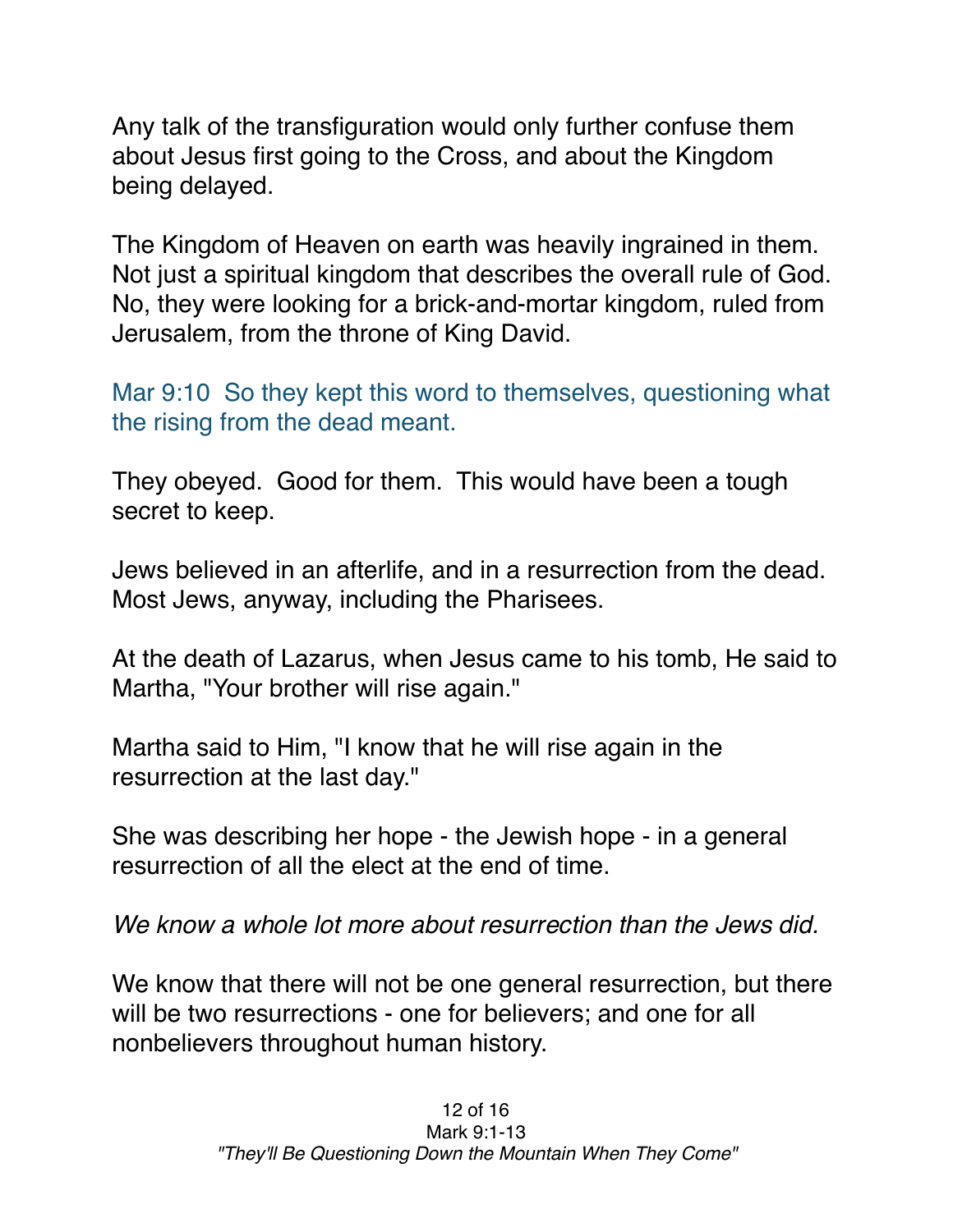Any talk of the transfiguration would only further confuse them about Jesus first going to the Cross, and about the Kingdom being delayed.

The Kingdom of Heaven on earth was heavily ingrained in them. Not just a spiritual kingdom that describes the overall rule of God. No, they were looking for a brick-and-mortar kingdom, ruled from Jerusalem, from the throne of King David.

Mar 9:10 So they kept this word to themselves, questioning what the rising from the dead meant.

They obeyed. Good for them. This would have been a tough secret to keep.

Jews believed in an afterlife, and in a resurrection from the dead. Most Jews, anyway, including the Pharisees.

At the death of Lazarus, when Jesus came to his tomb, He said to Martha, "Your brother will rise again."

Martha said to Him, "I know that he will rise again in the resurrection at the last day."

She was describing her hope - the Jewish hope - in a general resurrection of all the elect at the end of time.

*We know a whole lot more about resurrection than the Jews did.*

We know that there will not be one general resurrection, but there will be two resurrections - one for believers; and one for all nonbelievers throughout human history.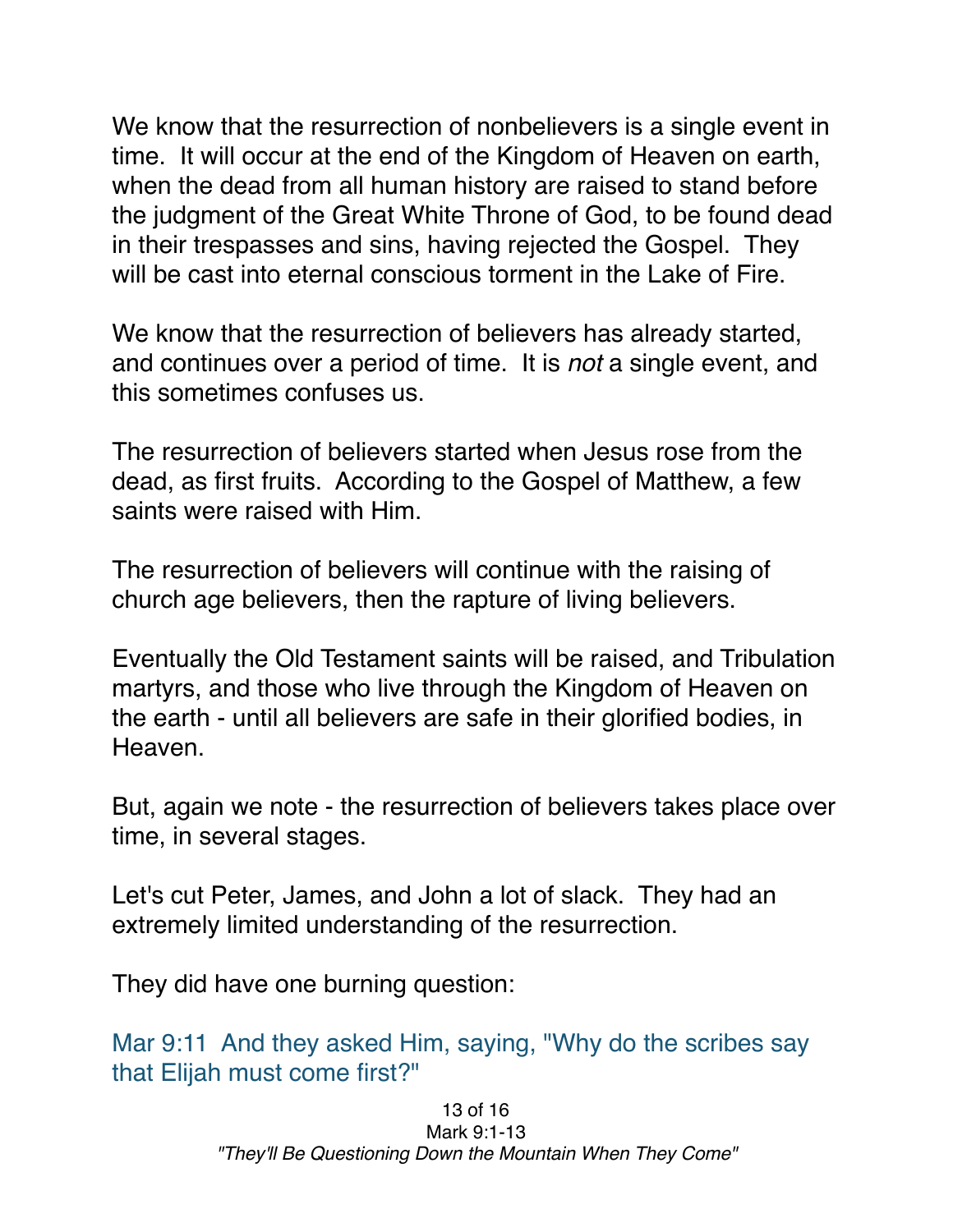We know that the resurrection of nonbelievers is a single event in time. It will occur at the end of the Kingdom of Heaven on earth, when the dead from all human history are raised to stand before the judgment of the Great White Throne of God, to be found dead in their trespasses and sins, having rejected the Gospel. They will be cast into eternal conscious torment in the Lake of Fire.

We know that the resurrection of believers has already started, and continues over a period of time. It is *not* a single event, and this sometimes confuses us.

The resurrection of believers started when Jesus rose from the dead, as first fruits. According to the Gospel of Matthew, a few saints were raised with Him.

The resurrection of believers will continue with the raising of church age believers, then the rapture of living believers.

Eventually the Old Testament saints will be raised, and Tribulation martyrs, and those who live through the Kingdom of Heaven on the earth - until all believers are safe in their glorified bodies, in Heaven.

But, again we note - the resurrection of believers takes place over time, in several stages.

Let's cut Peter, James, and John a lot of slack. They had an extremely limited understanding of the resurrection.

They did have one burning question:

Mar 9:11 And they asked Him, saying, "Why do the scribes say that Elijah must come first?"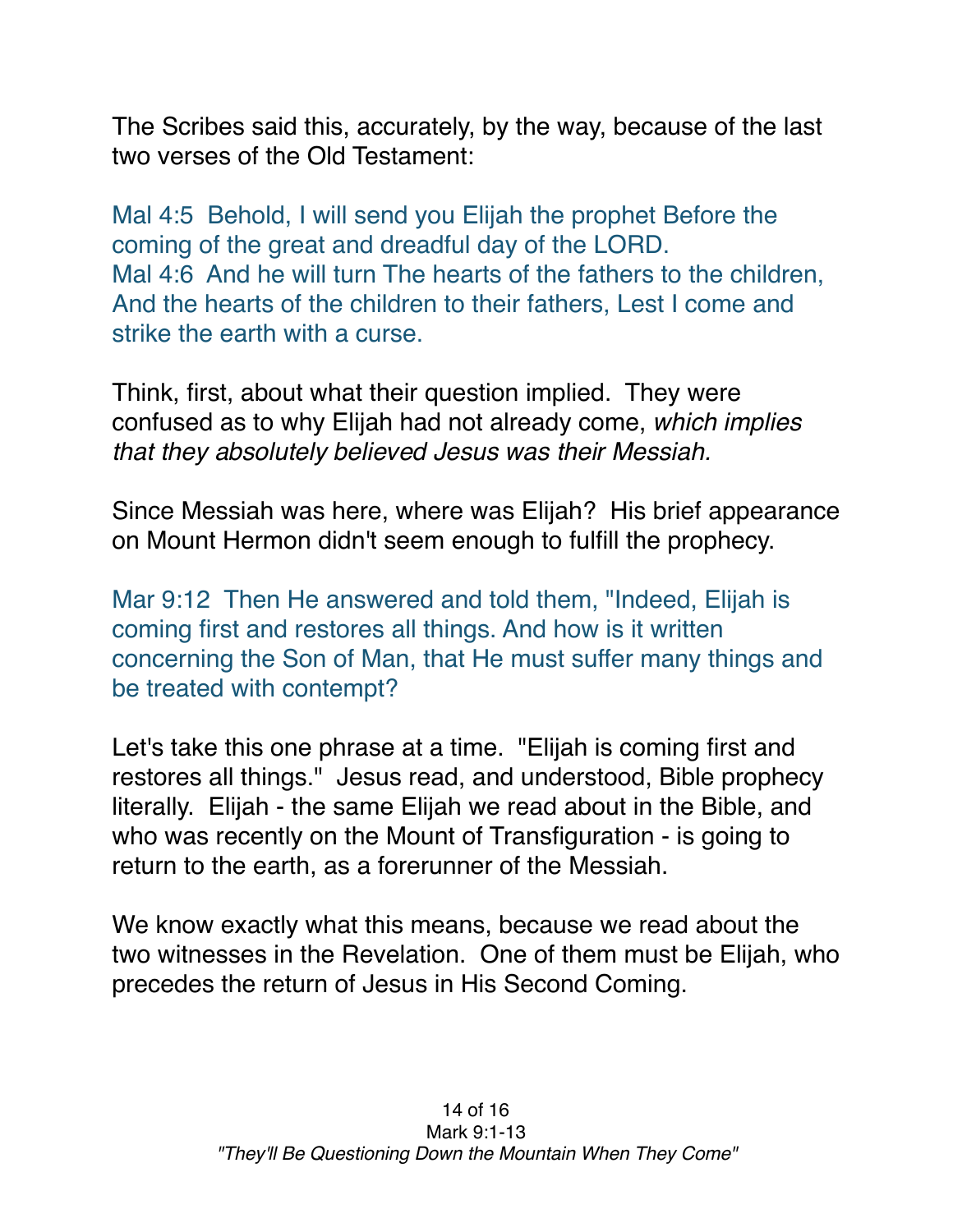The Scribes said this, accurately, by the way, because of the last two verses of the Old Testament:

Mal 4:5 Behold, I will send you Elijah the prophet Before the coming of the great and dreadful day of the LORD.
Mal 4:6 And he will turn The hearts of the fathers to the children, And the hearts of the children to their fathers, Lest I come and strike the earth with a curse.

Think, first, about what their question implied. They were confused as to why Elijah had not already come, *which implies that they absolutely believed Jesus was their Messiah.*

Since Messiah was here, where was Elijah? His brief appearance on Mount Hermon didn't seem enough to fulfill the prophecy.

Mar 9:12 Then He answered and told them, "Indeed, Elijah is coming first and restores all things. And how is it written concerning the Son of Man, that He must suffer many things and be treated with contempt?

Let's take this one phrase at a time. "Elijah is coming first and restores all things." Jesus read, and understood, Bible prophecy literally. Elijah - the same Elijah we read about in the Bible, and who was recently on the Mount of Transfiguration - is going to return to the earth, as a forerunner of the Messiah.

We know exactly what this means, because we read about the two witnesses in the Revelation. One of them must be Elijah, who precedes the return of Jesus in His Second Coming.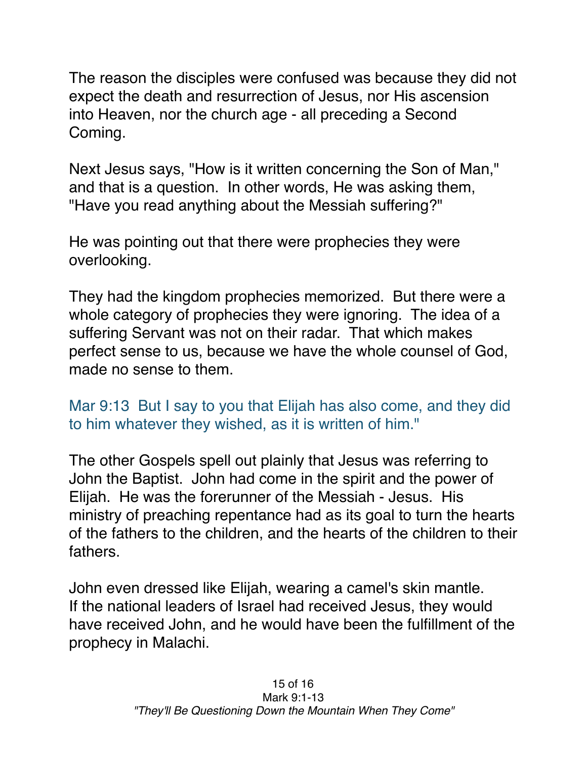The reason the disciples were confused was because they did not expect the death and resurrection of Jesus, nor His ascension into Heaven, nor the church age - all preceding a Second Coming.

Next Jesus says, "How is it written concerning the Son of Man," and that is a question. In other words, He was asking them, "Have you read anything about the Messiah suffering?"

He was pointing out that there were prophecies they were overlooking.

They had the kingdom prophecies memorized. But there were a whole category of prophecies they were ignoring. The idea of a suffering Servant was not on their radar. That which makes perfect sense to us, because we have the whole counsel of God, made no sense to them.

Mar 9:13 But I say to you that Elijah has also come, and they did to him whatever they wished, as it is written of him."

The other Gospels spell out plainly that Jesus was referring to John the Baptist. John had come in the spirit and the power of Elijah. He was the forerunner of the Messiah - Jesus. His ministry of preaching repentance had as its goal to turn the hearts of the fathers to the children, and the hearts of the children to their fathers.

John even dressed like Elijah, wearing a camel's skin mantle. If the national leaders of Israel had received Jesus, they would have received John, and he would have been the fulfillment of the prophecy in Malachi.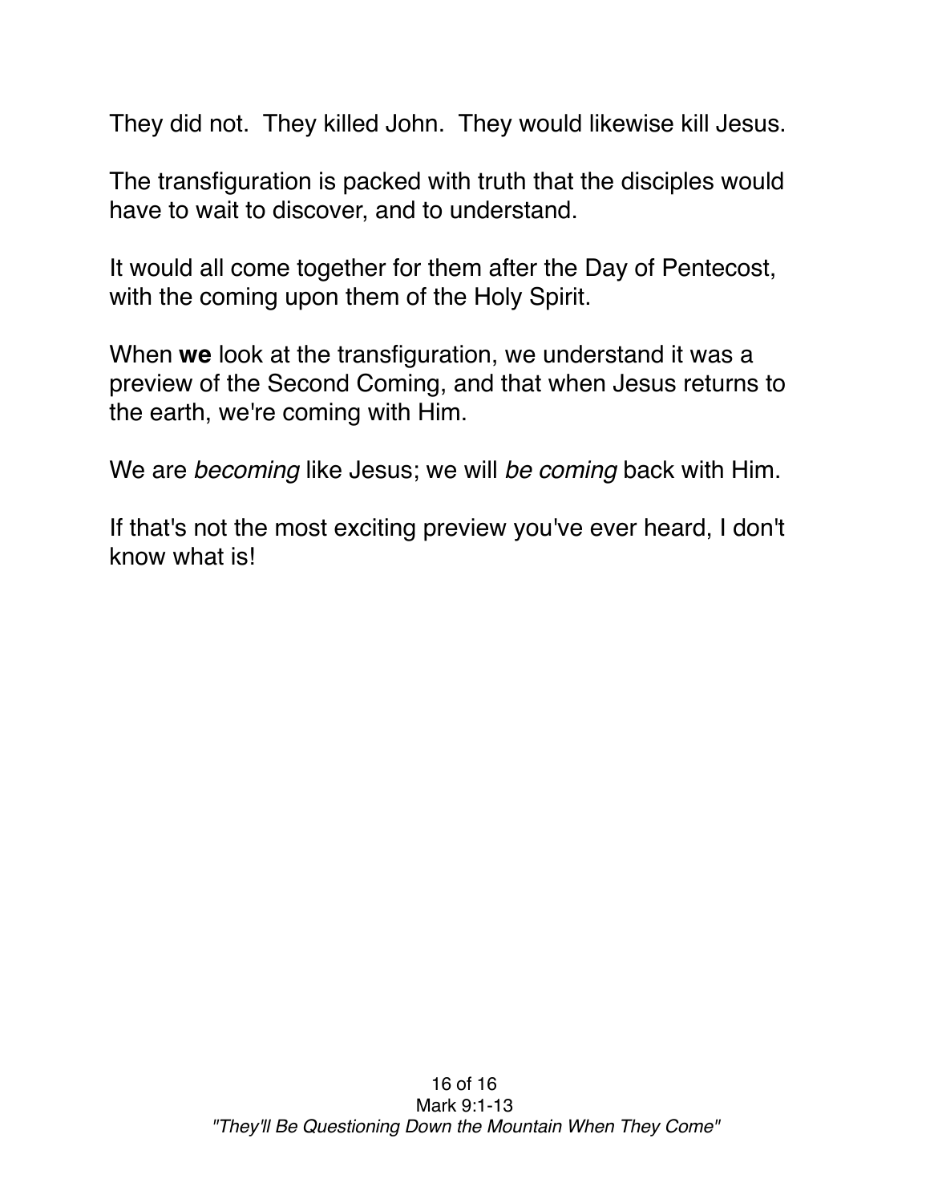They did not. They killed John. They would likewise kill Jesus.

The transfiguration is packed with truth that the disciples would have to wait to discover, and to understand.

It would all come together for them after the Day of Pentecost, with the coming upon them of the Holy Spirit.

When **we** look at the transfiguration, we understand it was a preview of the Second Coming, and that when Jesus returns to the earth, we're coming with Him.

We are *becoming* like Jesus; we will *be coming* back with Him.

If that's not the most exciting preview you've ever heard, I don't know what is!